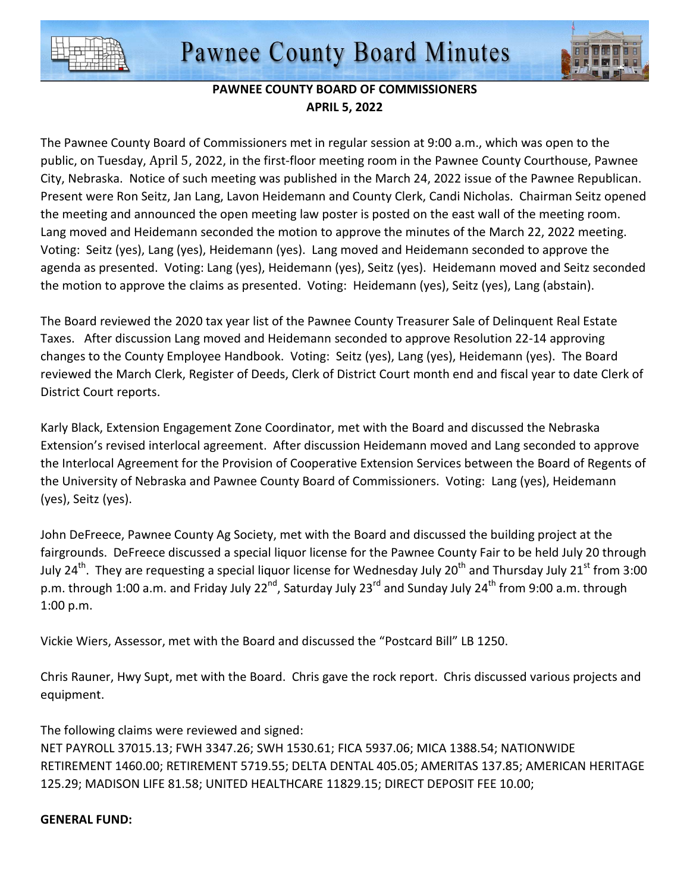# Pawnee County Board Minutes

**PAWNEE COUNTY BOARD OF COMMISSIONERS**
**APRIL 5, 2022**

The Pawnee County Board of Commissioners met in regular session at 9:00 a.m., which was open to the public, on Tuesday, April 5, 2022, in the first-floor meeting room in the Pawnee County Courthouse, Pawnee City, Nebraska. Notice of such meeting was published in the March 24, 2022 issue of the Pawnee Republican. Present were Ron Seitz, Jan Lang, Lavon Heidemann and County Clerk, Candi Nicholas. Chairman Seitz opened the meeting and announced the open meeting law poster is posted on the east wall of the meeting room. Lang moved and Heidemann seconded the motion to approve the minutes of the March 22, 2022 meeting. Voting: Seitz (yes), Lang (yes), Heidemann (yes). Lang moved and Heidemann seconded to approve the agenda as presented. Voting: Lang (yes), Heidemann (yes), Seitz (yes). Heidemann moved and Seitz seconded the motion to approve the claims as presented. Voting: Heidemann (yes), Seitz (yes), Lang (abstain).

The Board reviewed the 2020 tax year list of the Pawnee County Treasurer Sale of Delinquent Real Estate Taxes. After discussion Lang moved and Heidemann seconded to approve Resolution 22-14 approving changes to the County Employee Handbook. Voting: Seitz (yes), Lang (yes), Heidemann (yes). The Board reviewed the March Clerk, Register of Deeds, Clerk of District Court month end and fiscal year to date Clerk of District Court reports.

Karly Black, Extension Engagement Zone Coordinator, met with the Board and discussed the Nebraska Extension's revised interlocal agreement. After discussion Heidemann moved and Lang seconded to approve the Interlocal Agreement for the Provision of Cooperative Extension Services between the Board of Regents of the University of Nebraska and Pawnee County Board of Commissioners. Voting: Lang (yes), Heidemann (yes), Seitz (yes).

John DeFreece, Pawnee County Ag Society, met with the Board and discussed the building project at the fairgrounds. DeFreece discussed a special liquor license for the Pawnee County Fair to be held July 20 through July 24th. They are requesting a special liquor license for Wednesday July 20th and Thursday July 21st from 3:00 p.m. through 1:00 a.m. and Friday July 22nd, Saturday July 23rd and Sunday July 24th from 9:00 a.m. through 1:00 p.m.

Vickie Wiers, Assessor, met with the Board and discussed the "Postcard Bill" LB 1250.

Chris Rauner, Hwy Supt, met with the Board. Chris gave the rock report. Chris discussed various projects and equipment.

The following claims were reviewed and signed:
NET PAYROLL 37015.13; FWH 3347.26; SWH 1530.61; FICA 5937.06; MICA 1388.54; NATIONWIDE RETIREMENT 1460.00; RETIREMENT 5719.55; DELTA DENTAL 405.05; AMERITAS 137.85; AMERICAN HERITAGE 125.29; MADISON LIFE 81.58; UNITED HEALTHCARE 11829.15; DIRECT DEPOSIT FEE 10.00;

**GENERAL FUND:**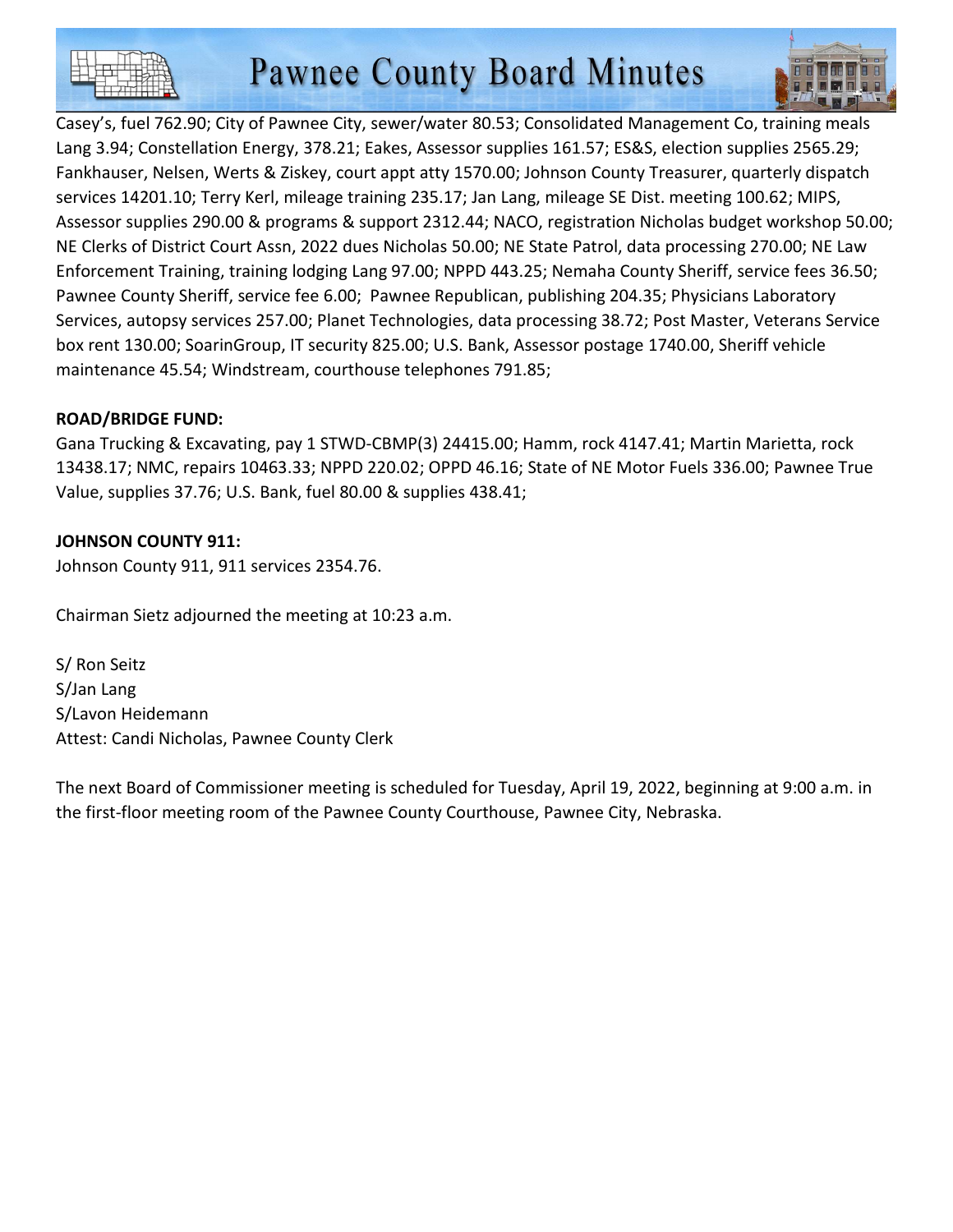Casey's, fuel 762.90; City of Pawnee City, sewer/water 80.53; Consolidated Management Co, training meals Lang 3.94; Constellation Energy, 378.21; Eakes, Assessor supplies 161.57; ES&S, election supplies 2565.29; Fankhauser, Nelsen, Werts & Ziskey, court appt atty 1570.00; Johnson County Treasurer, quarterly dispatch services 14201.10; Terry Kerl, mileage training 235.17; Jan Lang, mileage SE Dist. meeting 100.62; MIPS, Assessor supplies 290.00 & programs & support 2312.44; NACO, registration Nicholas budget workshop 50.00; NE Clerks of District Court Assn, 2022 dues Nicholas 50.00; NE State Patrol, data processing 270.00; NE Law Enforcement Training, training lodging Lang 97.00; NPPD 443.25; Nemaha County Sheriff, service fees 36.50; Pawnee County Sheriff, service fee 6.00; Pawnee Republican, publishing 204.35; Physicians Laboratory Services, autopsy services 257.00; Planet Technologies, data processing 38.72; Post Master, Veterans Service box rent 130.00; SoarinGroup, IT security 825.00; U.S. Bank, Assessor postage 1740.00, Sheriff vehicle maintenance 45.54; Windstream, courthouse telephones 791.85;

**ROAD/BRIDGE FUND:**

Gana Trucking & Excavating, pay 1 STWD-CBMP(3) 24415.00; Hamm, rock 4147.41; Martin Marietta, rock 13438.17; NMC, repairs 10463.33; NPPD 220.02; OPPD 46.16; State of NE Motor Fuels 336.00; Pawnee True Value, supplies 37.76; U.S. Bank, fuel 80.00 & supplies 438.41;

**JOHNSON COUNTY 911:**

Johnson County 911, 911 services 2354.76.

Chairman Sietz adjourned the meeting at 10:23 a.m.

S/ Ron Seitz
S/Jan Lang
S/Lavon Heidemann
Attest: Candi Nicholas, Pawnee County Clerk

The next Board of Commissioner meeting is scheduled for Tuesday, April 19, 2022, beginning at 9:00 a.m. in the first-floor meeting room of the Pawnee County Courthouse, Pawnee City, Nebraska.